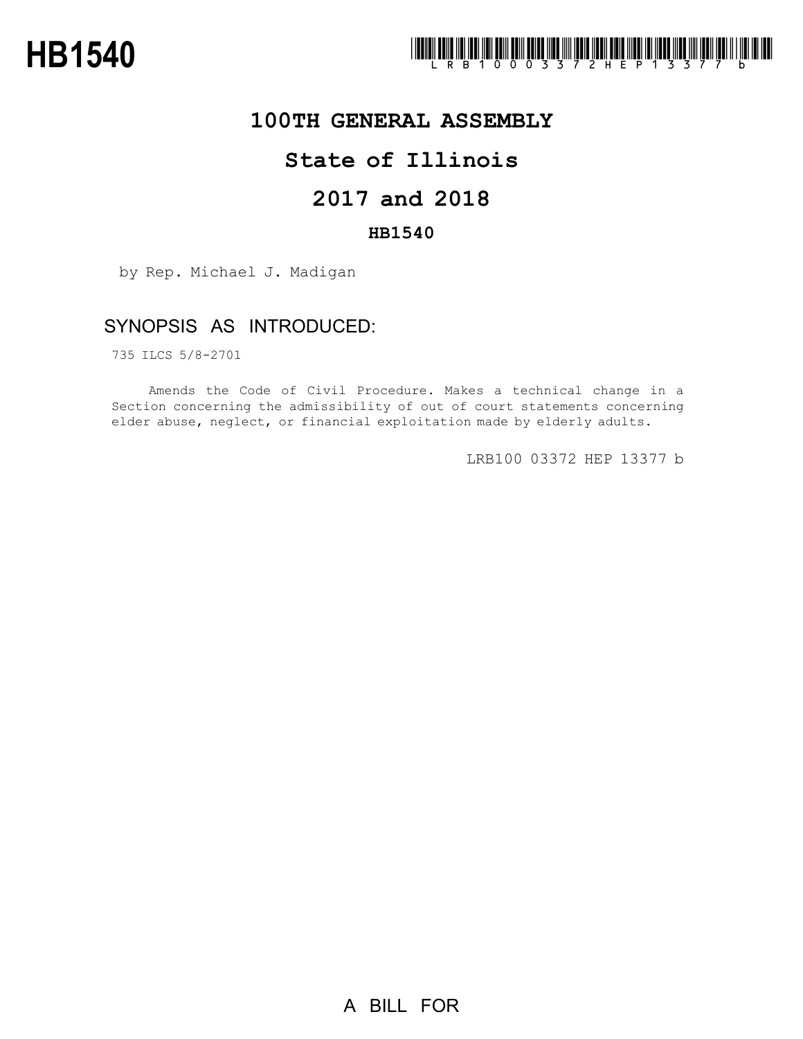# HB1540

LRB100 03372 HEP 13377 b

## 100TH GENERAL ASSEMBLY

## State of Illinois

## 2017 and 2018

### HB1540

by Rep. Michael J. Madigan

### SYNOPSIS AS INTRODUCED:

735 ILCS 5/8-2701

Amends the Code of Civil Procedure. Makes a technical change in a Section concerning the admissibility of out of court statements concerning elder abuse, neglect, or financial exploitation made by elderly adults.

LRB100 03372 HEP 13377 b

A BILL FOR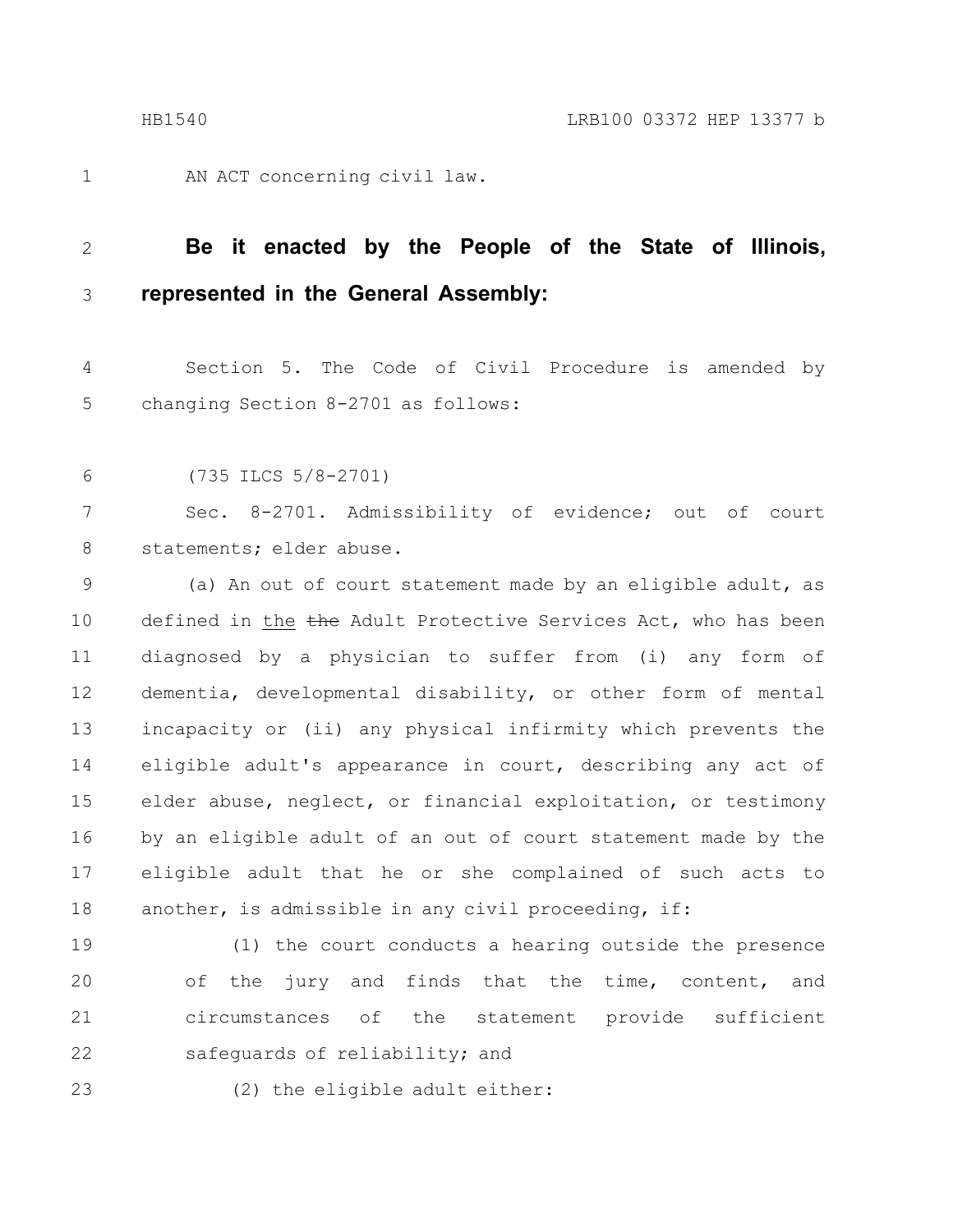AN ACT concerning civil law.

**Be it enacted by the People of the State of Illinois, represented in the General Assembly:**

Section 5. The Code of Civil Procedure is amended by changing Section 8-2701 as follows:

(735 ILCS 5/8-2701)

Sec. 8-2701. Admissibility of evidence; out of court statements; elder abuse.

(a) An out of court statement made by an eligible adult, as defined in the ~~the~~ Adult Protective Services Act, who has been diagnosed by a physician to suffer from (i) any form of dementia, developmental disability, or other form of mental incapacity or (ii) any physical infirmity which prevents the eligible adult's appearance in court, describing any act of elder abuse, neglect, or financial exploitation, or testimony by an eligible adult of an out of court statement made by the eligible adult that he or she complained of such acts to another, is admissible in any civil proceeding, if:

(1) the court conducts a hearing outside the presence of the jury and finds that the time, content, and circumstances of the statement provide sufficient safeguards of reliability; and

(2) the eligible adult either: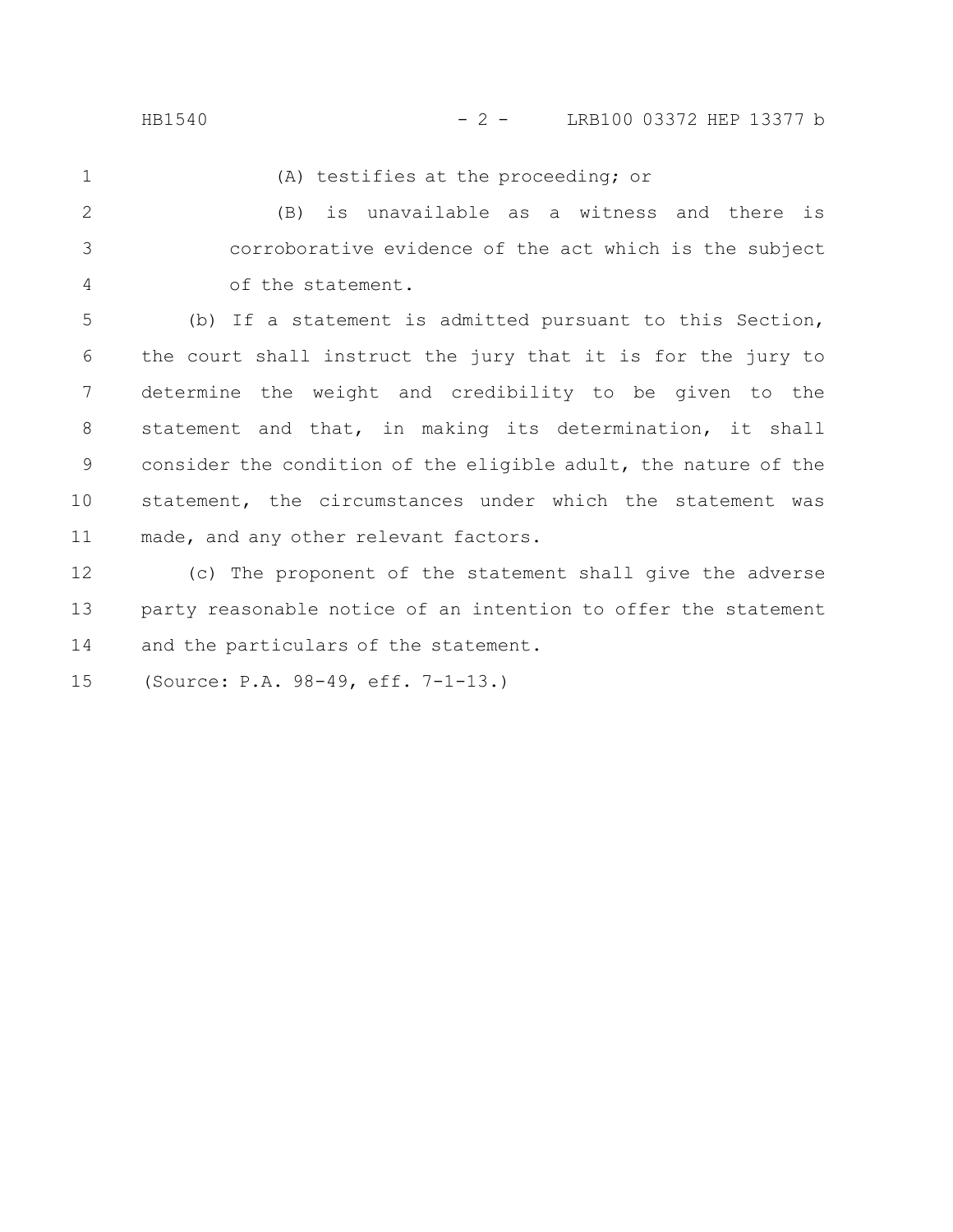(A) testifies at the proceeding; or

(B) is unavailable as a witness and there is corroborative evidence of the act which is the subject of the statement.

(b) If a statement is admitted pursuant to this Section, the court shall instruct the jury that it is for the jury to determine the weight and credibility to be given to the statement and that, in making its determination, it shall consider the condition of the eligible adult, the nature of the statement, the circumstances under which the statement was made, and any other relevant factors.

(c) The proponent of the statement shall give the adverse party reasonable notice of an intention to offer the statement and the particulars of the statement.

(Source: P.A. 98-49, eff. 7-1-13.)